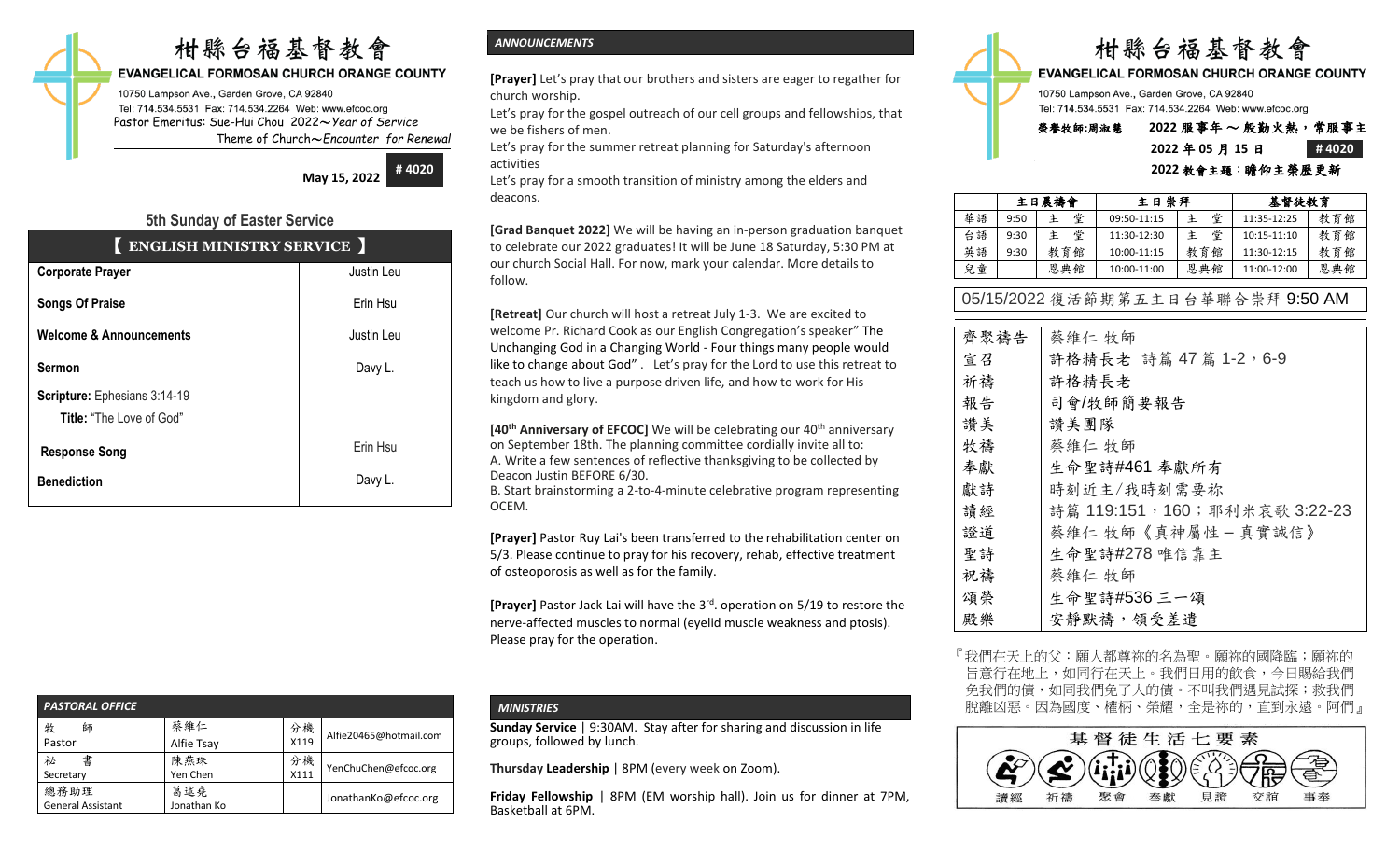# 柑縣台福基督教會

**EVANGELICAL FORMOSAN CHURCH ORANGE COUNTY**

10750 Lampson Ave., Garden Grove, CA 92840
Tel: 714.534.5531 Fax: 714.534.2264 Web: www.efcoc.org
Pastor Emeritus: Sue-Hui Chou 2022～Year of Service
Theme of Church～Encounter for Renewal

**May 15, 2022** **# 4020**

## 5th Sunday of Easter Service

| 【 ENGLISH MINISTRY SERVICE 】 | |
|---|---|
| **Corporate Prayer** | Justin Leu |
| **Songs Of Praise** | Erin Hsu |
| **Welcome & Announcements** | Justin Leu |
| **Sermon** | Davy L. |
| **Scripture:** Ephesians 3:14-19<br>**Title:** "The Love of God" | |
| **Response Song** | Erin Hsu |
| **Benediction** | Davy L. |

### PASTORAL OFFICE

| | | | |
|---|---|---|---|
| 牧　師<br>Pastor | 蔡維仁<br>Alfie Tsay | 分機<br>X119 | Alfie20465@hotmail.com |
| 秘　書<br>Secretary | 陳燕珠<br>Yen Chen | 分機<br>X111 | YenChuChen@efcoc.org |
| 總務助理<br>General Assistant | 葛述堯<br>Jonathan Ko | | JonathanKo@efcoc.org |

### ANNOUNCEMENTS

**[Prayer]** Let's pray that our brothers and sisters are eager to regather for church worship.
Let's pray for the gospel outreach of our cell groups and fellowships, that we be fishers of men.
Let's pray for the summer retreat planning for Saturday's afternoon activities
Let's pray for a smooth transition of ministry among the elders and deacons.

**[Grad Banquet 2022]** We will be having an in-person graduation banquet to celebrate our 2022 graduates! It will be June 18 Saturday, 5:30 PM at our church Social Hall. For now, mark your calendar. More details to follow.

**[Retreat]** Our church will host a retreat July 1-3. We are excited to welcome Pr. Richard Cook as our English Congregation's speaker" The Unchanging God in a Changing World - Four things many people would like to change about God". Let's pray for the Lord to use this retreat to teach us how to live a purpose driven life, and how to work for His kingdom and glory.

**[40th Anniversary of EFCOC]** We will be celebrating our 40th anniversary on September 18th. The planning committee cordially invite all to:
A. Write a few sentences of reflective thanksgiving to be collected by Deacon Justin BEFORE 6/30.
B. Start brainstorming a 2-to-4-minute celebrative program representing OCEM.

**[Prayer]** Pastor Ruy Lai's been transferred to the rehabilitation center on 5/3. Please continue to pray for his recovery, rehab, effective treatment of osteoporosis as well as for the family.

**[Prayer]** Pastor Jack Lai will have the 3rd. operation on 5/19 to restore the nerve-affected muscles to normal (eyelid muscle weakness and ptosis). Please pray for the operation.

### MINISTRIES

**Sunday Service** | 9:30AM. Stay after for sharing and discussion in life groups, followed by lunch.

**Thursday Leadership** | 8PM (every week on Zoom).

**Friday Fellowship** | 8PM (EM worship hall). Join us for dinner at 7PM, Basketball at 6PM.

# 柑縣台福基督教會

**EVANGELICAL FORMOSAN CHURCH ORANGE COUNTY**

10750 Lampson Ave., Garden Grove, CA 92840
Tel: 714.534.5531 Fax: 714.534.2264 Web: www.efcoc.org
榮譽牧師:周淑慧　2022 服事年 ～ 殷勤火熱，常服事主
2022 年 05 月 15 日　# 4020
2022 教會主題：瞻仰主榮歷更新

| | 主日晨禱會 | | 主日崇拜 | | 基督徒教育 | |
|---|---|---|---|---|---|---|
| 華語 | 9:50 | 主　堂 | 09:50-11:15 | 主　堂 | 11:35-12:25 | 教育館 |
| 台語 | 9:30 | 主　堂 | 11:30-12:30 | 主　堂 | 10:15-11:10 | 教育館 |
| 英語 | 9:30 | 教育館 | 10:00-11:15 | 教育館 | 11:30-12:15 | 教育館 |
| 兒童 | | 恩典館 | 10:00-11:00 | 恩典館 | 11:00-12:00 | 恩典館 |

05/15/2022 復活節期第五主日台華聯合崇拜 9:50 AM

| | |
|---|---|
| 齊聚禱告 | 蔡維仁 牧師 |
| 宣召 | 許格精長老　詩篇 47 篇 1-2，6-9 |
| 祈禱 | 許格精長老 |
| 報告 | 司會/牧師簡要報告 |
| 讚美 | 讚美團隊 |
| 牧禱 | 蔡維仁 牧師 |
| 奉獻 | 生命聖詩#461 奉獻所有 |
| 獻詩 | 時刻近主/我時刻需要祢 |
| 讀經 | 詩篇 119:151，160；耶利米哀歌 3:22-23 |
| 證道 | 蔡維仁 牧師《真神屬性 – 真實誠信》 |
| 聖詩 | 生命聖詩#278 唯信靠主 |
| 祝禱 | 蔡維仁 牧師 |
| 頌榮 | 生命聖詩#536 三一頌 |
| 殿樂 | 安靜默禱，領受差遣 |

『我們在天上的父：願人都尊祢的名為聖。願祢的國降臨；願祢的旨意行在地上，如同行在天上。我們日用的飲食，今日賜給我們免我們的債，如同我們免了人的債。不叫我們遇見試探；救我們脫離兇惡。因為國度、權柄、榮耀，全是祢的，直到永遠。阿們』

基督徒生活七要素

讀經　祈禱　聚會　奉獻　見證　交誼　事奉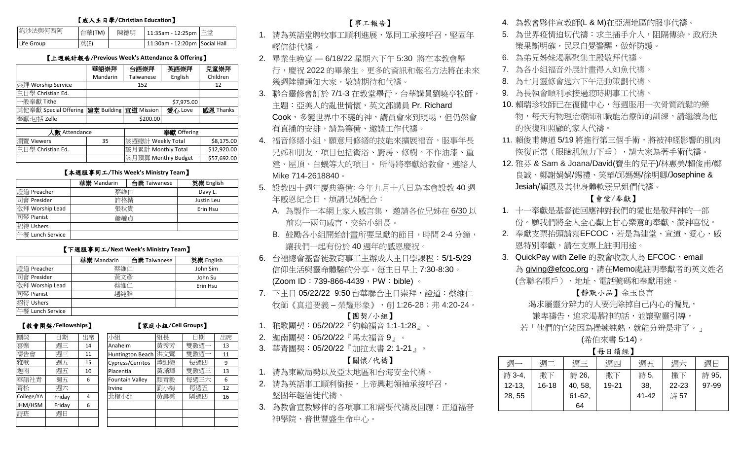【成人主日學/Christian Education】

| | | | | |
|---|---|---|---|---|
| 約沙法與何西阿 | 台華(TM) | 陳德明 | 11:35am - 12:25pm | 主堂 |
| Life Group | 英(E) | | 11:30am - 12:20pm | Social Hall |

【上週統計報告/Previous Week's Attendance & Offering】

| | 華語崇拜 Mandarin | 台語崇拜 Taiwanese | 英語崇拜 English | 兒童崇拜 Children |
|---|---|---|---|---|
| 崇拜 Worship Service | 152 | | | 12 |
| 主日學 Christian Ed. | | | | |
| 一般奉獻 Tithe | $7,975.00 | | | |
| 其他奉獻 Special Offering | 建堂 Building | 宣道 Mission | 愛心 Love | 感恩 Thanks |
| 奉獻:包括 Zelle | | $200.00 | | |

| 人數 Attendance | | 奉獻 Offering | |
|---|---|---|---|
| 瀏覽 Viewers | 35 | 該週總計 Weekly Total | $8,175.00 |
| 主日學 Christian Ed. | | 該月累計 Monthly Total | $12,920.00 |
| | | 該月預算 Monthly Budget | $57,692.00 |

【本週服事同工/This Week's Ministry Team】

| | 華崇 Mandarin | 台崇 Taiwanese | 英崇 English |
|---|---|---|---|
| 證道 Preacher | 蔡維仁 | | Davy L. |
| 司會 Presider | 許格精 | | Justin Leu |
| 敬拜 Worship Lead | 張秋貴 | | Erin Hsu |
| 司琴 Pianist | 蕭毓貞 | | |
| 招待 Ushers | | | |
| 午餐 Lunch Service | | | |

【下週服事同工/Next Week's Ministry Team】

| | 華崇 Mandarin | 台崇 Taiwanese | 英崇 English |
|---|---|---|---|
| 證道 Preacher | 蔡維仁 | | John Sim |
| 司會 Presider | 黃文彥 | | John Su |
| 敬拜 Worship Lead | 蔡維仁 | | Erin Hsu |
| 司琴 Pianist | 趙咏雅 | | |
| 招待 Ushers | | | |
| 午餐 Lunch Service | | | |

【教會團契/Fellowships】

| 團契 | 日期 | 出席 |
|---|---|---|
| 喜樂 | 週三 | 14 |
| 禱告會 | 週三 | 11 |
| 雅歌 | 週五 | 15 |
| 迦南 | 週五 | 10 |
| 華語社青 | 週五 | 6 |
| 青松 | 週六 | |
| College/YA | Friday | 4 |
| JHM/HSM | Friday | 6 |
| 詩班 | 週日 | |

【家庭小組/Cell Groups】

| 小組 | 組長 | 日期 | 出席 |
|---|---|---|---|
| Anaheim | 黃秀芳 | 雙數週一 | 13 |
| Huntington Beach | 洪文鸞 | 雙數週一 | 11 |
| Cypress/Cerritos | 陸細梅 | 每週四 | 9 |
| Placentia | 黃滿輝 | 雙數週三 | 13 |
| Fountain Valley | 顏青毅 | 每週三六 | 6 |
| Irvine | 劉小梅 | 每週五 | 12 |
| 北橙小組 | 黃壽美 | 隔週四 | 16 |

【事工報告】

1. 請為英語堂聘牧事工順利進展，眾同工承接呼召，堅固年輕信徒代禱。
2. 畢業生晚宴 — 6/18/22 星期六下午 5:30 將在本教會舉行，慶祝 2022 的畢業生。更多的資訊和報名方法將在未來幾週陸續通知大家，敬請期待和代禱。
3. 聯合靈修會訂於 7/1-3 在教堂舉行，台華講員劉曉亭牧師，主題：亞美人的亂世情懷，英文部講員 Pr. Richard Cook，多變世界中不變的神，講員會來到現場，但仍然會有直播的安排，請為籌備、邀請工作代禱。
4. 福音修繕小組，願意用修繕的技能來擴展福音，服事年長兄姊和朋友，項目包括衛浴、廚房、修樹。不作油漆、重建、屋頂、白蟻等大的項目。 所得將奉獻給教會，連絡人 Mike 714-2618840。
5. 設教四十週年慶典籌備: 今年九月十八日為本會設教 40 週年感恩紀念日，煩請兄姊配合：
   A. 為製作一本網上家人感言集， 邀請各位兄姊在 6/30 以前寫一兩句感言，交給小組長。
   B. 鼓勵各小組開始計畫所要呈獻的節目，時間 2-4 分鐘，讓我們一起有份於 40 週年的感恩慶祝。
6. 台福總會基督徒教育事工主辦成人主日學課程：5/1-5/29 信仰生活與靈命體驗的分享。每主日早上 7:30-8:30。(Zoom ID：739-866-4439，PW：bible) 。
7. 下主日 05/22/22 9:50 台華聯合主日崇拜，證道：蔡維仁牧師《真道要義 – 榮耀形象》，創 1:26-28；弗 4:20-24。

【團契/小組】

1. 雅歌團契：05/20/22『約翰福音 1:1-1:28』。
2. 迦南團契：05/20/22『馬太福音 9』。
3. 華青團契：05/20/22『加拉太書 2: 1-21』。

【關懷/代禱】

1. 請為東歐局勢以及亞太地區和台海安全代禱。
2. 請為英語事工順利銜接，上帝興起領袖承接呼召，堅固年輕信徒代禱。
3. 為教會宣教夥伴的各項事工和需要代禱及回應：正道福音神學院、普世豐盛生命中心。
4. 為教會夥伴宣教師(L & M)在亞洲地區的服事代禱。
5. 為世界疫情迫切代禱：求主插手介入，阻隔傳染，政府決策果斷明確，民眾自覺警醒，做好防護。
6. 為弟兄姊妹渴慕聚集主殿敬拜代禱。
7. 為各小組福音外展計畫得人如魚代禱。
8. 為七月靈修會週六下午活動策劃代禱。
9. 為長執會順利承接過渡時期事工代禱。
10. 賴瑞珍牧師已在復健中心，每週服用一次骨質疏鬆的藥物，每天有物理治療師和職能治療師的訓練，請繼續為他的恢復和照顧的家人代禱。
11. 賴俊甫傳道 5/19 將進行第三個手術，將被神經影響的肌肉恢復正常（眼瞼肌無力下垂），請大家為著手術代禱。
12. 雅芬 & Sam & Joana/David(寶生的兒子)/林惠美/賴俊甫/鄭良誠、鄭謝娟娟/錫禮、笑華/邱媽媽/徐明卿/Josephine & Jesiah/穎恩及其他身體軟弱兄姐們代禱。

【會堂/奉獻】

1. 十一奉獻是基督徒回應神對我們的愛也是敬拜神的一部份。願我們將全人全心獻上甘心樂意的奉獻，蒙神喜悅。
2. 奉獻支票抬頭請寫EFCOC，若是為建堂、宣道、愛心、感恩特別奉獻，請在支票上註明用途。
3. QuickPay with Zelle 的教會收款人為 EFCOC，email 為 giving@efcoc.org，請在Memo處註明奉獻者的英文姓名(含聯名帳戶）、地址、電話號碼和奉獻用途。

【靜默小品】金玉良言

渴求屬靈分辨力的人要先除掉自己內心的偏見，
謙卑禱告，追求渴慕神的話，並讓聖靈引導，
若「他們的官能因為操練純熟，就能分辨是非了。」
(希伯來書 5:14)。

【每日讀經】

| 週一 | 週二 | 週三 | 週四 | 週五 | 週六 | 週日 |
|---|---|---|---|---|---|---|
| 詩 3-4, 12-13, 28, 55 | 撒下 16-18 | 詩 26, 40, 58, 61-62, 64 | 撒下 19-21 | 詩 5, 38, 41-42 | 撒下 22-23 詩 57 | 詩 95, 97-99 |